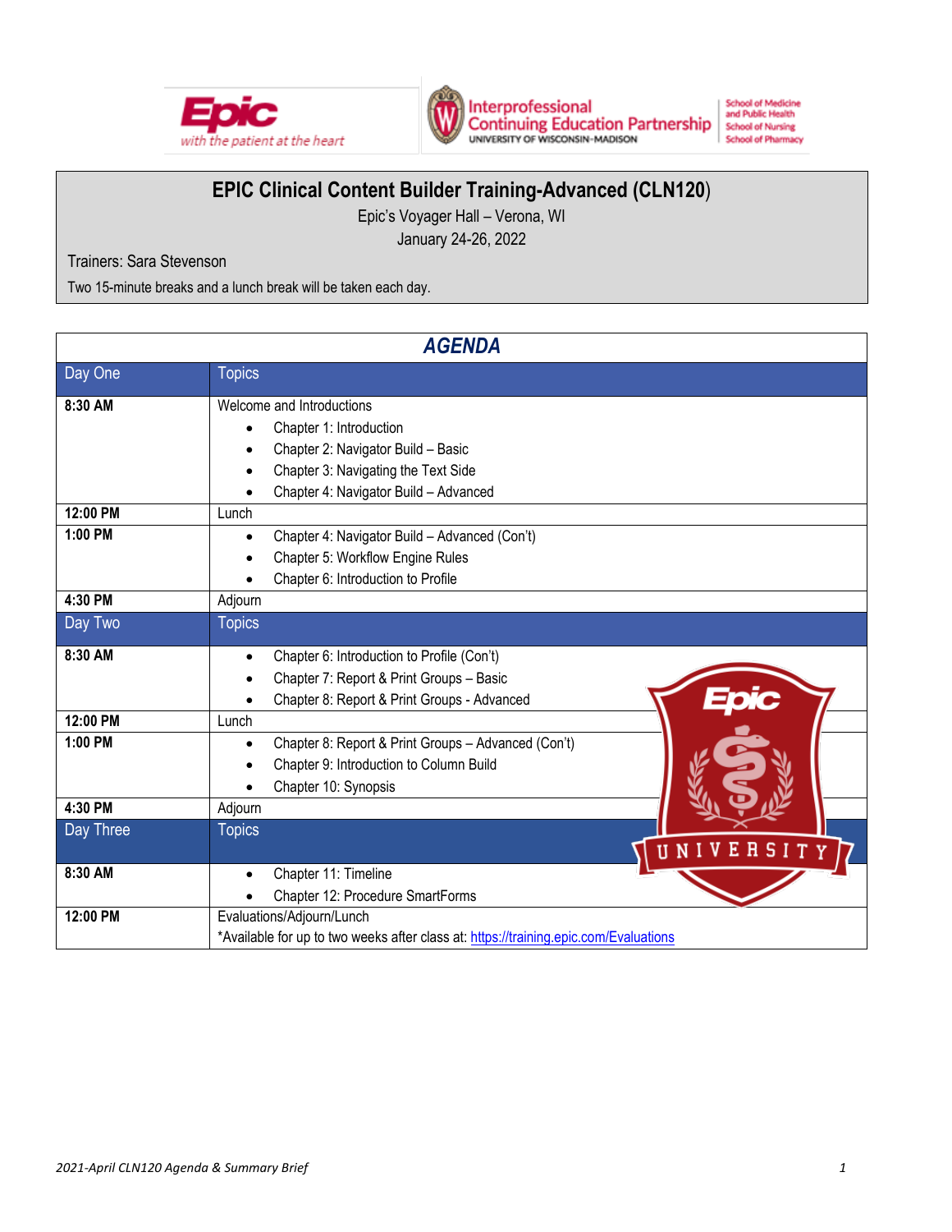# EPIC Clinical Content Builder Training-Advanced (CLN120)

Epic's Voyager Hall – Verona, WI

January 24-26, 2022

Trainers: Sara Stevenson

Two 15-minute breaks and a lunch break will be taken each day.

## AGENDA

| Day One | Topics |
|---|---|
| **8:30 AM** | Welcome and Introductions<br>• Chapter 1: Introduction<br>• Chapter 2: Navigator Build – Basic<br>• Chapter 3: Navigating the Text Side<br>• Chapter 4: Navigator Build – Advanced |
| **12:00 PM** | Lunch |
| **1:00 PM** | • Chapter 4: Navigator Build – Advanced (Con't)<br>• Chapter 5: Workflow Engine Rules<br>• Chapter 6: Introduction to Profile |
| **4:30 PM** | Adjourn |
| **Day Two** | **Topics** |
| **8:30 AM** | • Chapter 6: Introduction to Profile (Con't)<br>• Chapter 7: Report & Print Groups – Basic<br>• Chapter 8: Report & Print Groups - Advanced |
| **12:00 PM** | Lunch |
| **1:00 PM** | • Chapter 8: Report & Print Groups – Advanced (Con't)<br>• Chapter 9: Introduction to Column Build<br>• Chapter 10: Synopsis |
| **4:30 PM** | Adjourn |
| **Day Three** | **Topics** |
| **8:30 AM** | • Chapter 11: Timeline<br>• Chapter 12: Procedure SmartForms |
| **12:00 PM** | Evaluations/Adjourn/Lunch<br>*Available for up to two weeks after class at: https://training.epic.com/Evaluations |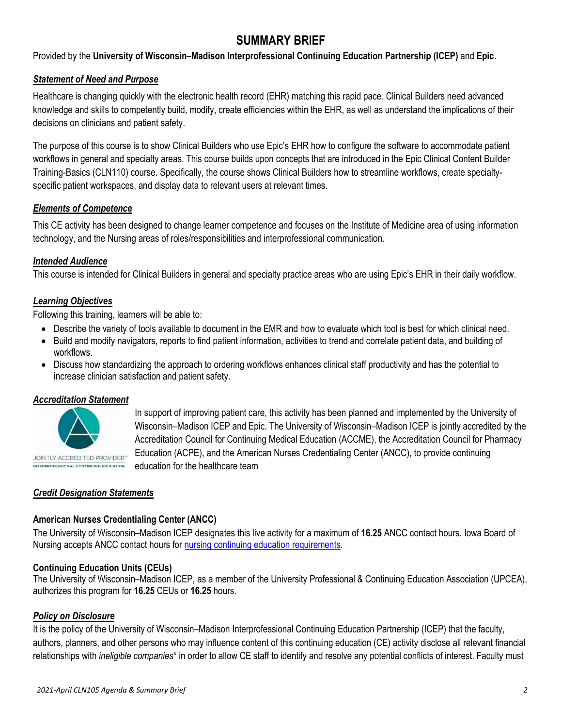# SUMMARY BRIEF

Provided by the **University of Wisconsin–Madison Interprofessional Continuing Education Partnership (ICEP)** and **Epic**.

## *Statement of Need and Purpose*

Healthcare is changing quickly with the electronic health record (EHR) matching this rapid pace. Clinical Builders need advanced knowledge and skills to competently build, modify, create efficiencies within the EHR, as well as understand the implications of their decisions on clinicians and patient safety.

The purpose of this course is to show Clinical Builders who use Epic's EHR how to configure the software to accommodate patient workflows in general and specialty areas. This course builds upon concepts that are introduced in the Epic Clinical Content Builder Training-Basics (CLN110) course. Specifically, the course shows Clinical Builders how to streamline workflows, create specialty-specific patient workspaces, and display data to relevant users at relevant times.

## *Elements of Competence*

This CE activity has been designed to change learner competence and focuses on the Institute of Medicine area of using information technology, and the Nursing areas of roles/responsibilities and interprofessional communication.

## *Intended Audience*

This course is intended for Clinical Builders in general and specialty practice areas who are using Epic's EHR in their daily workflow.

## *Learning Objectives*

Following this training, learners will be able to:

- Describe the variety of tools available to document in the EMR and how to evaluate which tool is best for which clinical need.
- Build and modify navigators, reports to find patient information, activities to trend and correlate patient data, and building of workflows.
- Discuss how standardizing the approach to ordering workflows enhances clinical staff productivity and has the potential to increase clinician satisfaction and patient safety.

## *Accreditation Statement*

JOINTLY ACCREDITED PROVIDER™
INTERPROFESSIONAL CONTINUING EDUCATION

In support of improving patient care, this activity has been planned and implemented by the University of Wisconsin–Madison ICEP and Epic. The University of Wisconsin–Madison ICEP is jointly accredited by the Accreditation Council for Continuing Medical Education (ACCME), the Accreditation Council for Pharmacy Education (ACPE), and the American Nurses Credentialing Center (ANCC), to provide continuing education for the healthcare team

## *Credit Designation Statements*

### American Nurses Credentialing Center (ANCC)

The University of Wisconsin–Madison ICEP designates this live activity for a maximum of **16.25** ANCC contact hours. Iowa Board of Nursing accepts ANCC contact hours for nursing continuing education requirements.

### Continuing Education Units (CEUs)

The University of Wisconsin–Madison ICEP, as a member of the University Professional & Continuing Education Association (UPCEA), authorizes this program for **16.25** CEUs or **16.25** hours.

## *Policy on Disclosure*

It is the policy of the University of Wisconsin–Madison Interprofessional Continuing Education Partnership (ICEP) that the faculty, authors, planners, and other persons who may influence content of this continuing education (CE) activity disclose all relevant financial relationships with *ineligible companies** in order to allow CE staff to identify and resolve any potential conflicts of interest. Faculty must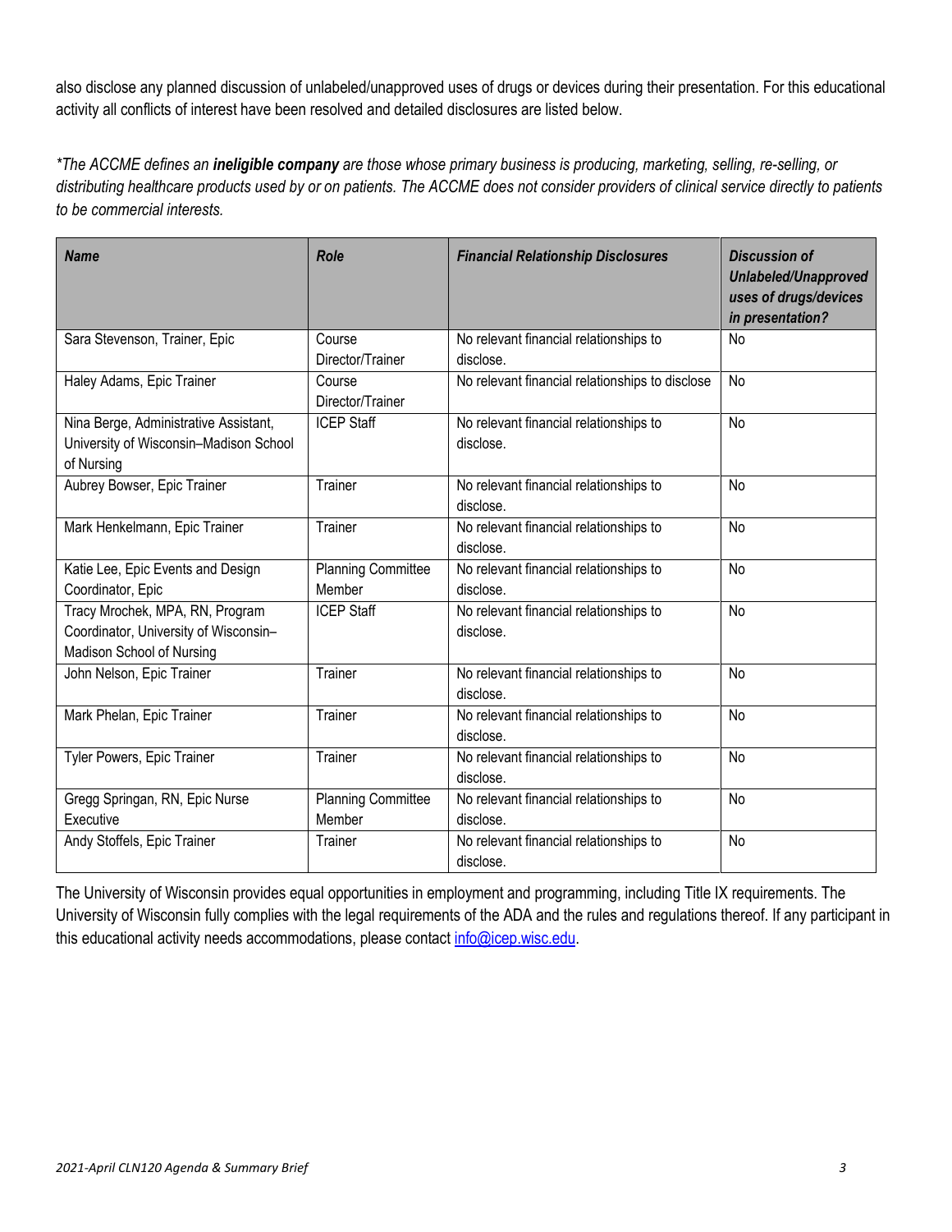also disclose any planned discussion of unlabeled/unapproved uses of drugs or devices during their presentation. For this educational activity all conflicts of interest have been resolved and detailed disclosures are listed below.

*\*The ACCME defines an **ineligible company** are those whose primary business is producing, marketing, selling, re-selling, or distributing healthcare products used by or on patients. The ACCME does not consider providers of clinical service directly to patients to be commercial interests.*

| ***Name*** | ***Role*** | ***Financial Relationship Disclosures*** | ***Discussion of Unlabeled/Unapproved uses of drugs/devices in presentation?*** |
|---|---|---|---|
| Sara Stevenson, Trainer, Epic | Course Director/Trainer | No relevant financial relationships to disclose. | No |
| Haley Adams, Epic Trainer | Course Director/Trainer | No relevant financial relationships to disclose | No |
| Nina Berge, Administrative Assistant, University of Wisconsin–Madison School of Nursing | ICEP Staff | No relevant financial relationships to disclose. | No |
| Aubrey Bowser, Epic Trainer | Trainer | No relevant financial relationships to disclose. | No |
| Mark Henkelmann, Epic Trainer | Trainer | No relevant financial relationships to disclose. | No |
| Katie Lee, Epic Events and Design Coordinator, Epic | Planning Committee Member | No relevant financial relationships to disclose. | No |
| Tracy Mrochek, MPA, RN, Program Coordinator, University of Wisconsin–Madison School of Nursing | ICEP Staff | No relevant financial relationships to disclose. | No |
| John Nelson, Epic Trainer | Trainer | No relevant financial relationships to disclose. | No |
| Mark Phelan, Epic Trainer | Trainer | No relevant financial relationships to disclose. | No |
| Tyler Powers, Epic Trainer | Trainer | No relevant financial relationships to disclose. | No |
| Gregg Springan, RN, Epic Nurse Executive | Planning Committee Member | No relevant financial relationships to disclose. | No |
| Andy Stoffels, Epic Trainer | Trainer | No relevant financial relationships to disclose. | No |

The University of Wisconsin provides equal opportunities in employment and programming, including Title IX requirements. The University of Wisconsin fully complies with the legal requirements of the ADA and the rules and regulations thereof. If any participant in this educational activity needs accommodations, please contact info@icep.wisc.edu.